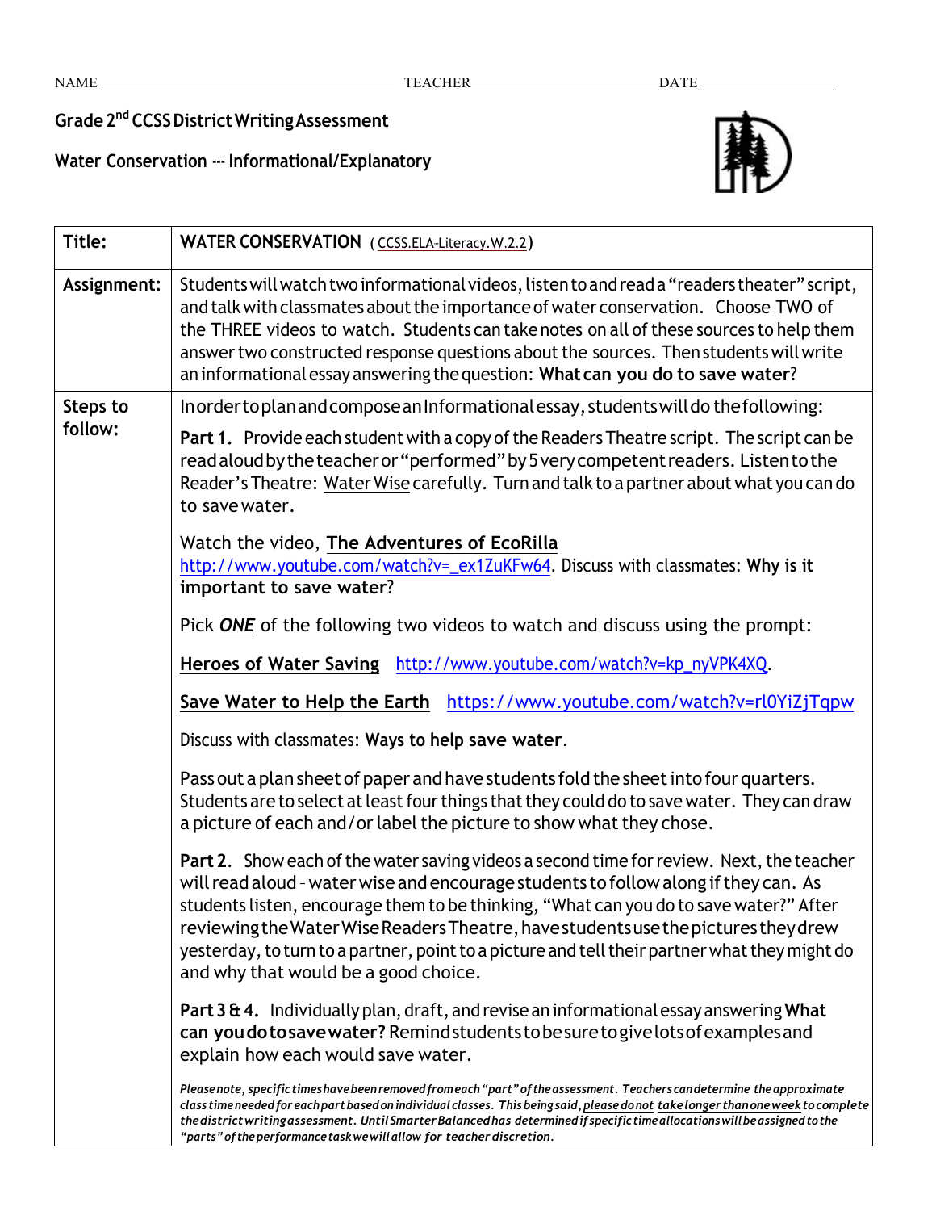NAME ____________________ TEACHER ____________________ DATE ____________________

**Grade 2nd CCSS District Writing Assessment**

**Water Conservation --- Informational/Explanatory**

| | |
|---|---|
| **Title:** | **WATER CONSERVATION** (CCSS.ELA-Literacy.W.2.2) |
| **Assignment:** | Students will watch two informational videos, listen to and read a "readers theater" script, and talk with classmates about the importance of water conservation. Choose TWO of the THREE videos to watch. Students can take notes on all of these sources to help them answer two constructed response questions about the sources. Then students will write an informational essay answering the question: **What can you do to save water**? |
| **Steps to follow:** | In order to plan and compose an Informational essay, students will do the following:<br><br>**Part 1.** Provide each student with a copy of the Readers Theatre script. The script can be read aloud by the teacher or "performed" by 5 very competent readers. Listen to the Reader's Theatre: Water Wise carefully. Turn and talk to a partner about what you can do to save water.<br><br>Watch the video, **The Adventures of EcoRilla** http://www.youtube.com/watch?v=_ex1ZuKFw64. Discuss with classmates: **Why is it important to save water**?<br><br>Pick ***ONE*** of the following two videos to watch and discuss using the prompt:<br><br>**Heroes of Water Saving** http://www.youtube.com/watch?v=kp_nyVPK4XQ.<br><br>**Save Water to Help the Earth** https://www.youtube.com/watch?v=rl0YiZjTqpw<br><br>Discuss with classmates: **Ways to help save water**.<br><br>Pass out a plan sheet of paper and have students fold the sheet into four quarters. Students are to select at least four things that they could do to save water. They can draw a picture of each and/or label the picture to show what they chose.<br><br>**Part 2.** Show each of the water saving videos a second time for review. Next, the teacher will read aloud – water wise and encourage students to follow along if they can. As students listen, encourage them to be thinking, "What can you do to save water?" After reviewing the Water Wise Readers Theatre, have students use the pictures they drew yesterday, to turn to a partner, point to a picture and tell their partner what they might do and why that would be a good choice.<br><br>**Part 3 & 4.** Individually plan, draft, and revise an informational essay answering **What can you do to save water?** Remind students to be sure to give lots of examples and explain how each would save water.<br><br>*Please note, specific times have been removed from each "part" of the assessment. Teachers can determine the approximate class time needed for each part based on individual classes. This being said, please do not take longer than one week to complete the district writing assessment. Until Smarter Balanced has determined if specific time allocations will be assigned to the "parts" of the performance task we will allow for teacher discretion.* |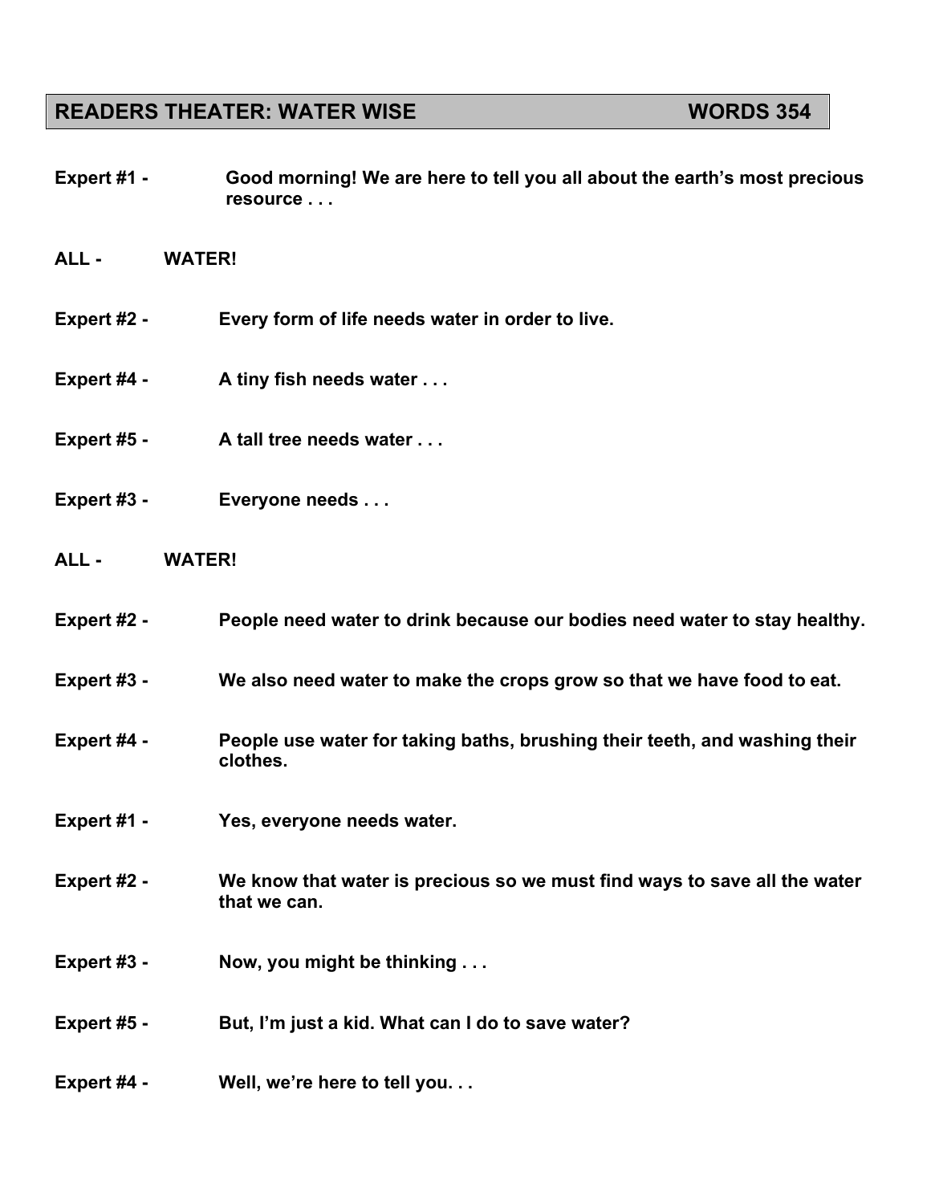## READERS THEATER: WATER WISE — WORDS 354

**Expert #1 -** Good morning! We are here to tell you all about the earth's most precious resource . . .

**ALL -** WATER!

**Expert #2 -** Every form of life needs water in order to live.

**Expert #4 -** A tiny fish needs water . . .

**Expert #5 -** A tall tree needs water . . .

**Expert #3 -** Everyone needs . . .

**ALL -** WATER!

**Expert #2 -** People need water to drink because our bodies need water to stay healthy.

**Expert #3 -** We also need water to make the crops grow so that we have food to eat.

**Expert #4 -** People use water for taking baths, brushing their teeth, and washing their clothes.

**Expert #1 -** Yes, everyone needs water.

**Expert #2 -** We know that water is precious so we must find ways to save all the water that we can.

**Expert #3 -** Now, you might be thinking . . .

**Expert #5 -** But, I'm just a kid. What can I do to save water?

**Expert #4 -** Well, we're here to tell you. . .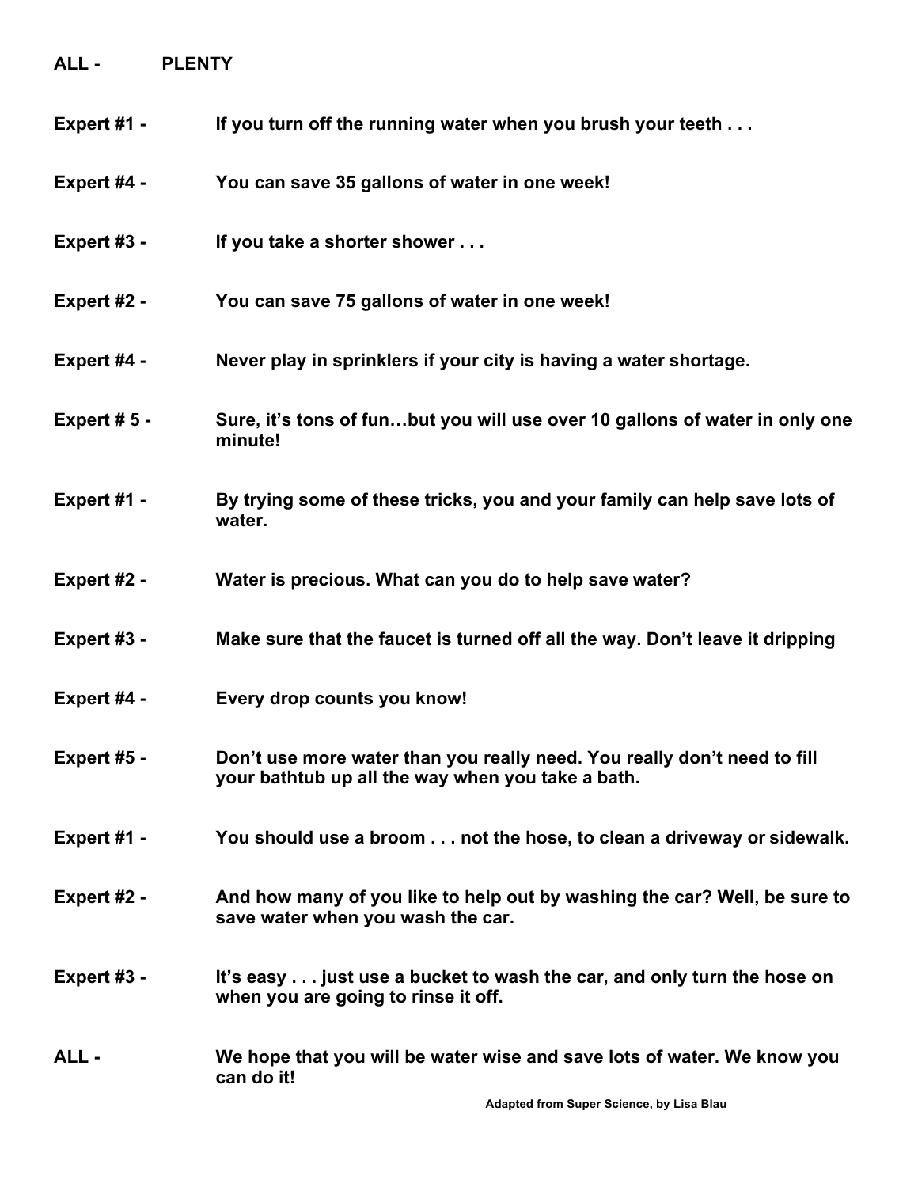**ALL -** **PLENTY**

**Expert #1 -** **If you turn off the running water when you brush your teeth . . .**

**Expert #4 -** **You can save 35 gallons of water in one week!**

**Expert #3 -** **If you take a shorter shower . . .**

**Expert #2 -** **You can save 75 gallons of water in one week!**

**Expert #4 -** **Never play in sprinklers if your city is having a water shortage.**

**Expert # 5 -** **Sure, it's tons of fun…but you will use over 10 gallons of water in only one minute!**

**Expert #1 -** **By trying some of these tricks, you and your family can help save lots of water.**

**Expert #2 -** **Water is precious. What can you do to help save water?**

**Expert #3 -** **Make sure that the faucet is turned off all the way. Don't leave it dripping**

**Expert #4 -** **Every drop counts you know!**

**Expert #5 -** **Don't use more water than you really need. You really don't need to fill your bathtub up all the way when you take a bath.**

**Expert #1 -** **You should use a broom . . . not the hose, to clean a driveway or sidewalk.**

**Expert #2 -** **And how many of you like to help out by washing the car? Well, be sure to save water when you wash the car.**

**Expert #3 -** **It's easy . . . just use a bucket to wash the car, and only turn the hose on when you are going to rinse it off.**

**ALL -** **We hope that you will be water wise and save lots of water. We know you can do it!**

**Adapted from Super Science, by Lisa Blau**